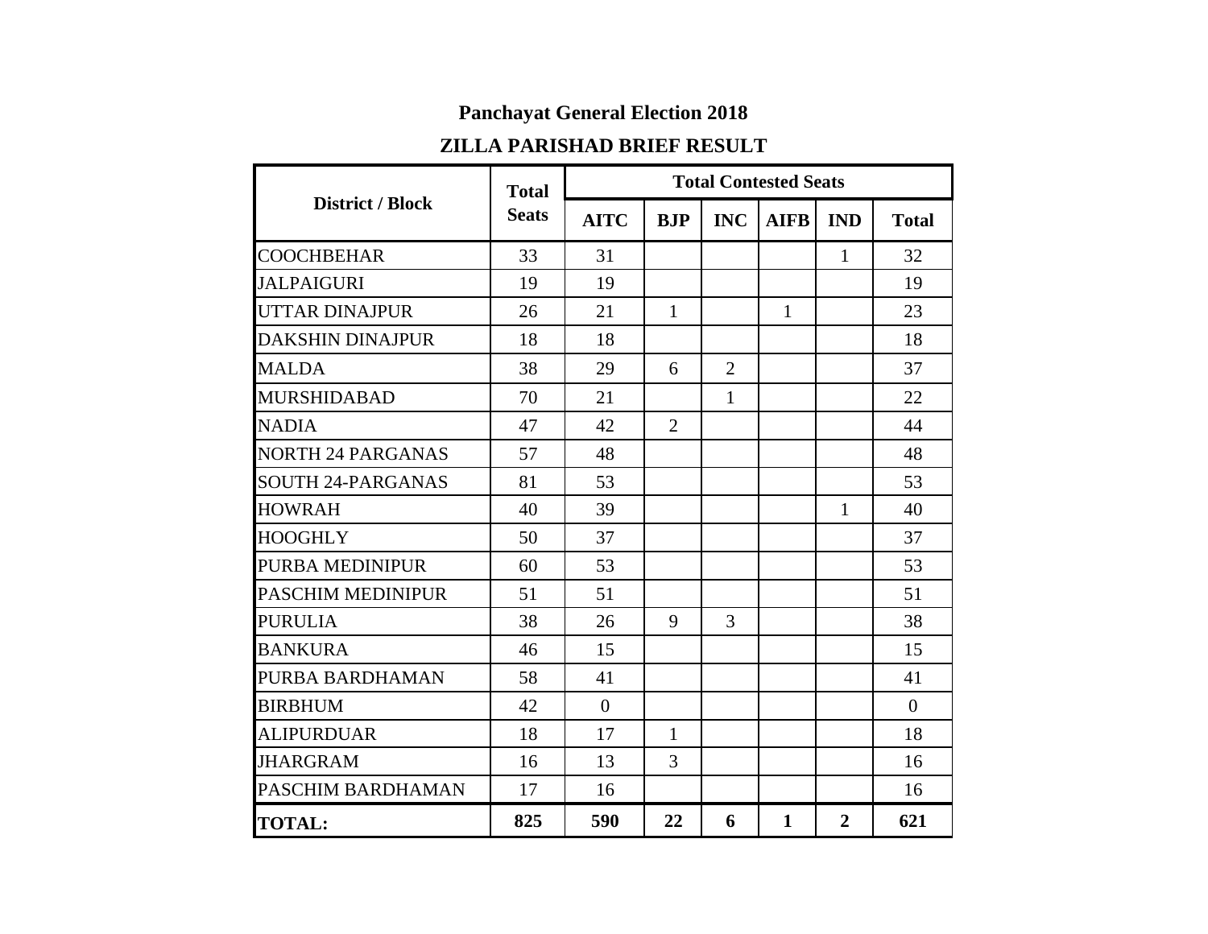## Panchayat General Election 2018

## ZILLA PARISHAD BRIEF RESULT

| District / Block | Total Seats | Total Contested Seats | | | | | |
|---|---|---|---|---|---|---|---|
| | | AITC | BJP | INC | AIFB | IND | Total |
| COOCHBEHAR | 33 | 31 | | | | 1 | 32 |
| JALPAIGURI | 19 | 19 | | | | | 19 |
| UTTAR DINAJPUR | 26 | 21 | 1 | | 1 | | 23 |
| DAKSHIN DINAJPUR | 18 | 18 | | | | | 18 |
| MALDA | 38 | 29 | 6 | 2 | | | 37 |
| MURSHIDABAD | 70 | 21 | | 1 | | | 22 |
| NADIA | 47 | 42 | 2 | | | | 44 |
| NORTH 24 PARGANAS | 57 | 48 | | | | | 48 |
| SOUTH 24-PARGANAS | 81 | 53 | | | | | 53 |
| HOWRAH | 40 | 39 | | | | 1 | 40 |
| HOOGHLY | 50 | 37 | | | | | 37 |
| PURBA MEDINIPUR | 60 | 53 | | | | | 53 |
| PASCHIM MEDINIPUR | 51 | 51 | | | | | 51 |
| PURULIA | 38 | 26 | 9 | 3 | | | 38 |
| BANKURA | 46 | 15 | | | | | 15 |
| PURBA BARDHAMAN | 58 | 41 | | | | | 41 |
| BIRBHUM | 42 | 0 | | | | | 0 |
| ALIPURDUAR | 18 | 17 | 1 | | | | 18 |
| JHARGRAM | 16 | 13 | 3 | | | | 16 |
| PASCHIM BARDHAMAN | 17 | 16 | | | | | 16 |
| **TOTAL:** | **825** | **590** | **22** | **6** | **1** | **2** | **621** |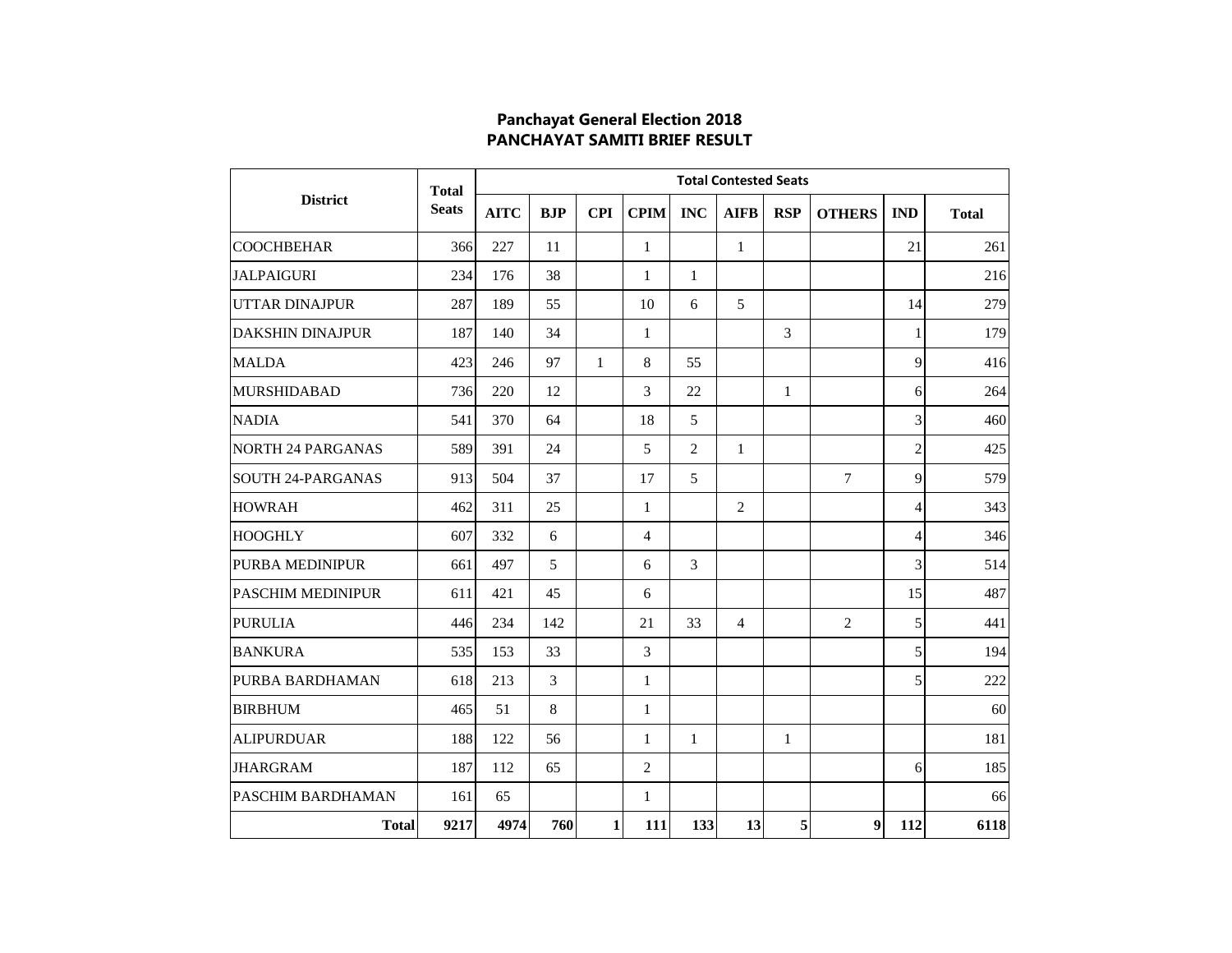# Panchayat General Election 2018
## PANCHAYAT SAMITI BRIEF RESULT

| District | Total Seats | Total Contested Seats | | | | | | | | | |
|---|---|---|---|---|---|---|---|---|---|---|---|
| | | AITC | BJP | CPI | CPIM | INC | AIFB | RSP | OTHERS | IND | Total |
| COOCHBEHAR | 366 | 227 | 11 | | 1 | | 1 | | | 21 | 261 |
| JALPAIGURI | 234 | 176 | 38 | | 1 | 1 | | | | | 216 |
| UTTAR DINAJPUR | 287 | 189 | 55 | | 10 | 6 | 5 | | | 14 | 279 |
| DAKSHIN DINAJPUR | 187 | 140 | 34 | | 1 | | | 3 | | 1 | 179 |
| MALDA | 423 | 246 | 97 | 1 | 8 | 55 | | | | 9 | 416 |
| MURSHIDABAD | 736 | 220 | 12 | | 3 | 22 | | 1 | | 6 | 264 |
| NADIA | 541 | 370 | 64 | | 18 | 5 | | | | 3 | 460 |
| NORTH 24 PARGANAS | 589 | 391 | 24 | | 5 | 2 | 1 | | | 2 | 425 |
| SOUTH 24-PARGANAS | 913 | 504 | 37 | | 17 | 5 | | | 7 | 9 | 579 |
| HOWRAH | 462 | 311 | 25 | | 1 | | 2 | | | 4 | 343 |
| HOOGHLY | 607 | 332 | 6 | | 4 | | | | | 4 | 346 |
| PURBA MEDINIPUR | 661 | 497 | 5 | | 6 | 3 | | | | 3 | 514 |
| PASCHIM MEDINIPUR | 611 | 421 | 45 | | 6 | | | | | 15 | 487 |
| PURULIA | 446 | 234 | 142 | | 21 | 33 | 4 | | 2 | 5 | 441 |
| BANKURA | 535 | 153 | 33 | | 3 | | | | | 5 | 194 |
| PURBA BARDHAMAN | 618 | 213 | 3 | | 1 | | | | | 5 | 222 |
| BIRBHUM | 465 | 51 | 8 | | 1 | | | | | | 60 |
| ALIPURDUAR | 188 | 122 | 56 | | 1 | 1 | | 1 | | | 181 |
| JHARGRAM | 187 | 112 | 65 | | 2 | | | | | 6 | 185 |
| PASCHIM BARDHAMAN | 161 | 65 | | | 1 | | | | | | 66 |
| **Total** | **9217** | **4974** | **760** | **1** | **111** | **133** | **13** | **5** | **9** | **112** | **6118** |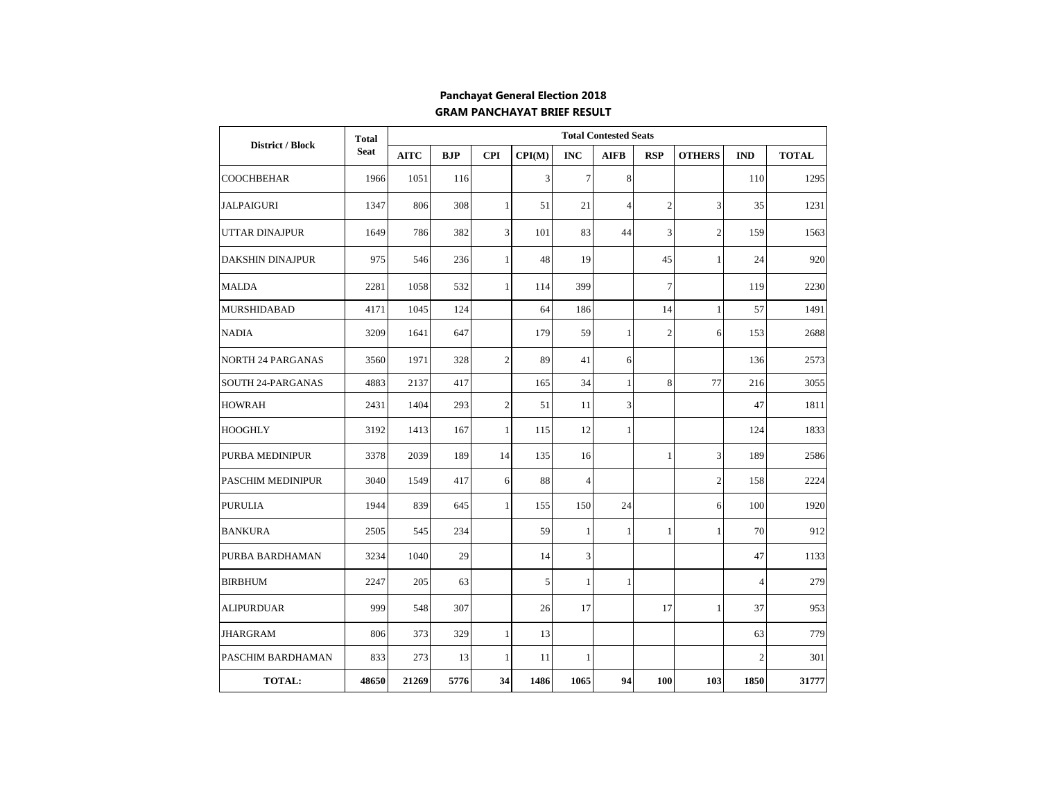**Panchayat General Election 2018**

**GRAM PANCHAYAT BRIEF RESULT**

| District / Block | Total Seat | Total Contested Seats | | | | | | | | | |
|---|---|---|---|---|---|---|---|---|---|---|---|
| | | AITC | BJP | CPI | CPI(M) | INC | AIFB | RSP | OTHERS | IND | TOTAL |
| COOCHBEHAR | 1966 | 1051 | 116 | | 3 | 7 | 8 | | | 110 | 1295 |
| JALPAIGURI | 1347 | 806 | 308 | 1 | 51 | 21 | 4 | 2 | 3 | 35 | 1231 |
| UTTAR DINAJPUR | 1649 | 786 | 382 | 3 | 101 | 83 | 44 | 3 | 2 | 159 | 1563 |
| DAKSHIN DINAJPUR | 975 | 546 | 236 | 1 | 48 | 19 | | 45 | 1 | 24 | 920 |
| MALDA | 2281 | 1058 | 532 | 1 | 114 | 399 | | 7 | | 119 | 2230 |
| MURSHIDABAD | 4171 | 1045 | 124 | | 64 | 186 | | 14 | 1 | 57 | 1491 |
| NADIA | 3209 | 1641 | 647 | | 179 | 59 | 1 | 2 | 6 | 153 | 2688 |
| NORTH 24 PARGANAS | 3560 | 1971 | 328 | 2 | 89 | 41 | 6 | | | 136 | 2573 |
| SOUTH 24-PARGANAS | 4883 | 2137 | 417 | | 165 | 34 | 1 | 8 | 77 | 216 | 3055 |
| HOWRAH | 2431 | 1404 | 293 | 2 | 51 | 11 | 3 | | | 47 | 1811 |
| HOOGHLY | 3192 | 1413 | 167 | 1 | 115 | 12 | 1 | | | 124 | 1833 |
| PURBA MEDINIPUR | 3378 | 2039 | 189 | 14 | 135 | 16 | | 1 | 3 | 189 | 2586 |
| PASCHIM MEDINIPUR | 3040 | 1549 | 417 | 6 | 88 | 4 | | | 2 | 158 | 2224 |
| PURULIA | 1944 | 839 | 645 | 1 | 155 | 150 | 24 | | 6 | 100 | 1920 |
| BANKURA | 2505 | 545 | 234 | | 59 | 1 | 1 | 1 | 1 | 70 | 912 |
| PURBA BARDHAMAN | 3234 | 1040 | 29 | | 14 | 3 | | | | 47 | 1133 |
| BIRBHUM | 2247 | 205 | 63 | | 5 | 1 | 1 | | | 4 | 279 |
| ALIPURDUAR | 999 | 548 | 307 | | 26 | 17 | | 17 | 1 | 37 | 953 |
| JHARGRAM | 806 | 373 | 329 | 1 | 13 | | | | | 63 | 779 |
| PASCHIM BARDHAMAN | 833 | 273 | 13 | 1 | 11 | 1 | | | | 2 | 301 |
| **TOTAL:** | **48650** | **21269** | **5776** | **34** | **1486** | **1065** | **94** | **100** | **103** | **1850** | **31777** |